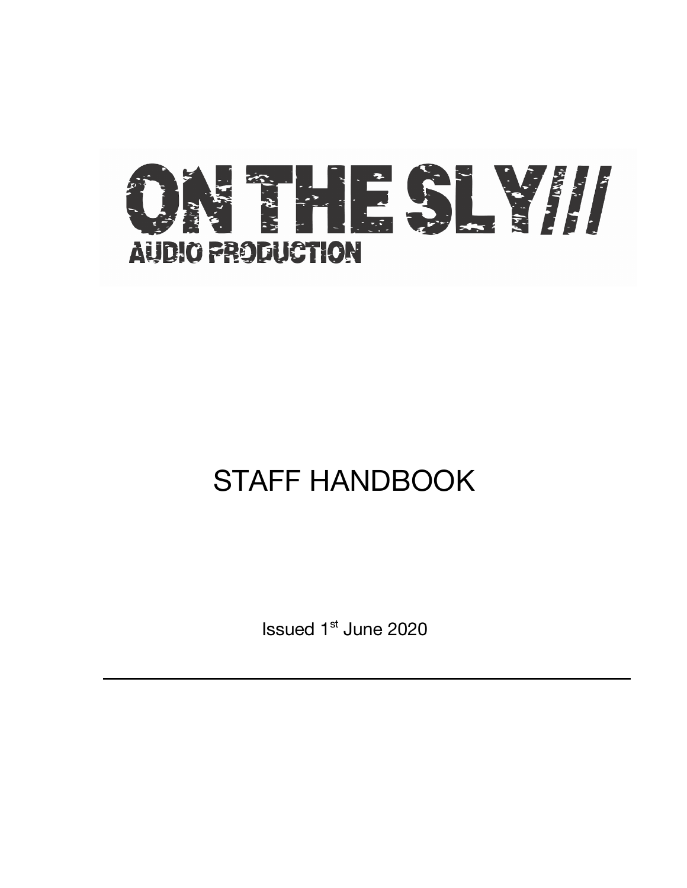# ON THE SLY///

AUDIO PRODUCTION

# STAFF HANDBOOK

Issued 1st June 2020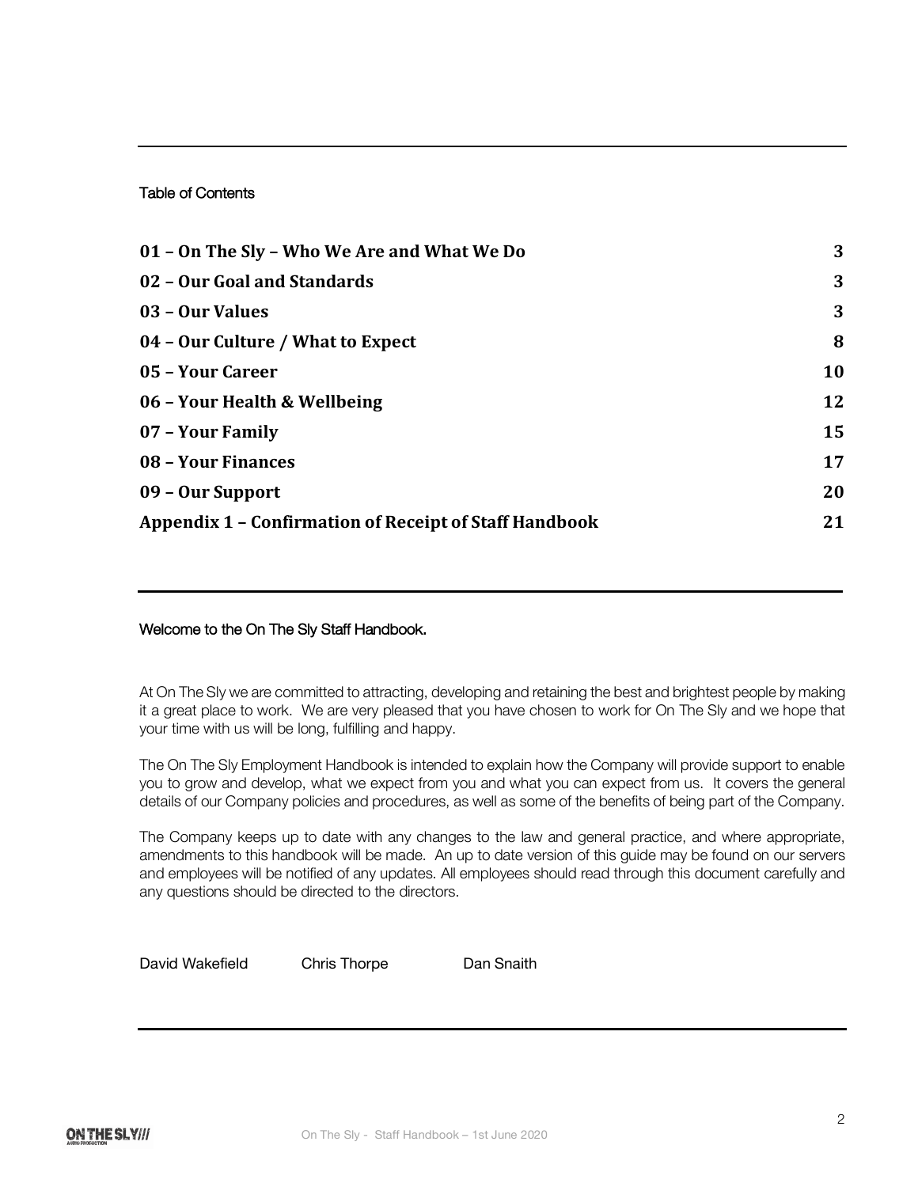Table of Contents

| | |
|---|---|
| **01 – On The Sly – Who We Are and What We Do** | **3** |
| **02 – Our Goal and Standards** | **3** |
| **03 – Our Values** | **3** |
| **04 – Our Culture / What to Expect** | **8** |
| **05 – Your Career** | **10** |
| **06 – Your Health & Wellbeing** | **12** |
| **07 – Your Family** | **15** |
| **08 – Your Finances** | **17** |
| **09 – Our Support** | **20** |
| **Appendix 1 – Confirmation of Receipt of Staff Handbook** | **21** |

Welcome to the On The Sly Staff Handbook.

At On The Sly we are committed to attracting, developing and retaining the best and brightest people by making it a great place to work. We are very pleased that you have chosen to work for On The Sly and we hope that your time with us will be long, fulfilling and happy.

The On The Sly Employment Handbook is intended to explain how the Company will provide support to enable you to grow and develop, what we expect from you and what you can expect from us. It covers the general details of our Company policies and procedures, as well as some of the benefits of being part of the Company.

The Company keeps up to date with any changes to the law and general practice, and where appropriate, amendments to this handbook will be made. An up to date version of this guide may be found on our servers and employees will be notified of any updates. All employees should read through this document carefully and any questions should be directed to the directors.

David Wakefield    Chris Thorpe    Dan Snaith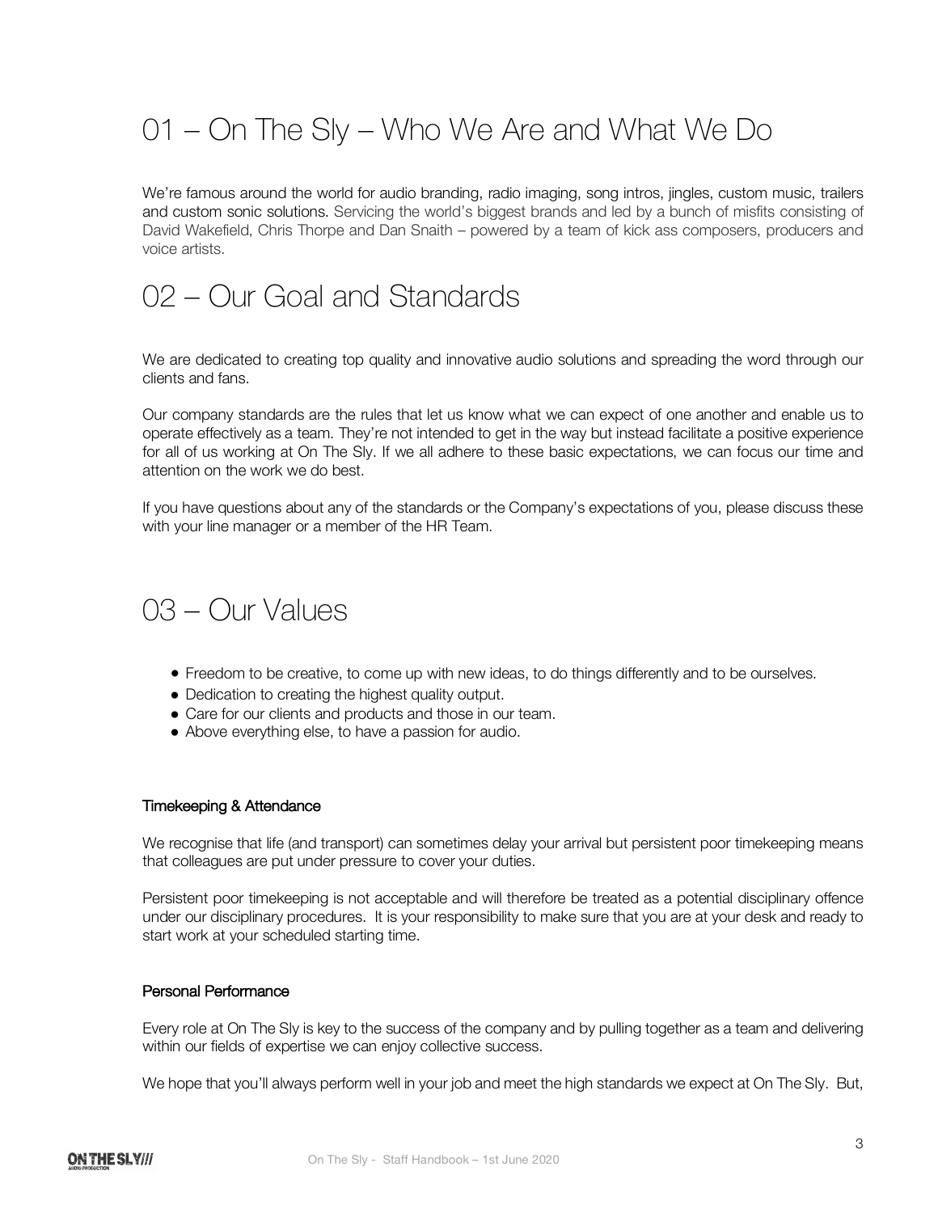# 01 – On The Sly – Who We Are and What We Do

We're famous around the world for audio branding, radio imaging, song intros, jingles, custom music, trailers and custom sonic solutions. Servicing the world's biggest brands and led by a bunch of misfits consisting of David Wakefield, Chris Thorpe and Dan Snaith – powered by a team of kick ass composers, producers and voice artists.

# 02 – Our Goal and Standards

We are dedicated to creating top quality and innovative audio solutions and spreading the word through our clients and fans.

Our company standards are the rules that let us know what we can expect of one another and enable us to operate effectively as a team. They're not intended to get in the way but instead facilitate a positive experience for all of us working at On The Sly. If we all adhere to these basic expectations, we can focus our time and attention on the work we do best.

If you have questions about any of the standards or the Company's expectations of you, please discuss these with your line manager or a member of the HR Team.

# 03 – Our Values

- Freedom to be creative, to come up with new ideas, to do things differently and to be ourselves.
- Dedication to creating the highest quality output.
- Care for our clients and products and those in our team.
- Above everything else, to have a passion for audio.

#### Timekeeping & Attendance

We recognise that life (and transport) can sometimes delay your arrival but persistent poor timekeeping means that colleagues are put under pressure to cover your duties.

Persistent poor timekeeping is not acceptable and will therefore be treated as a potential disciplinary offence under our disciplinary procedures. It is your responsibility to make sure that you are at your desk and ready to start work at your scheduled starting time.

#### Personal Performance

Every role at On The Sly is key to the success of the company and by pulling together as a team and delivering within our fields of expertise we can enjoy collective success.

We hope that you'll always perform well in your job and meet the high standards we expect at On The Sly. But,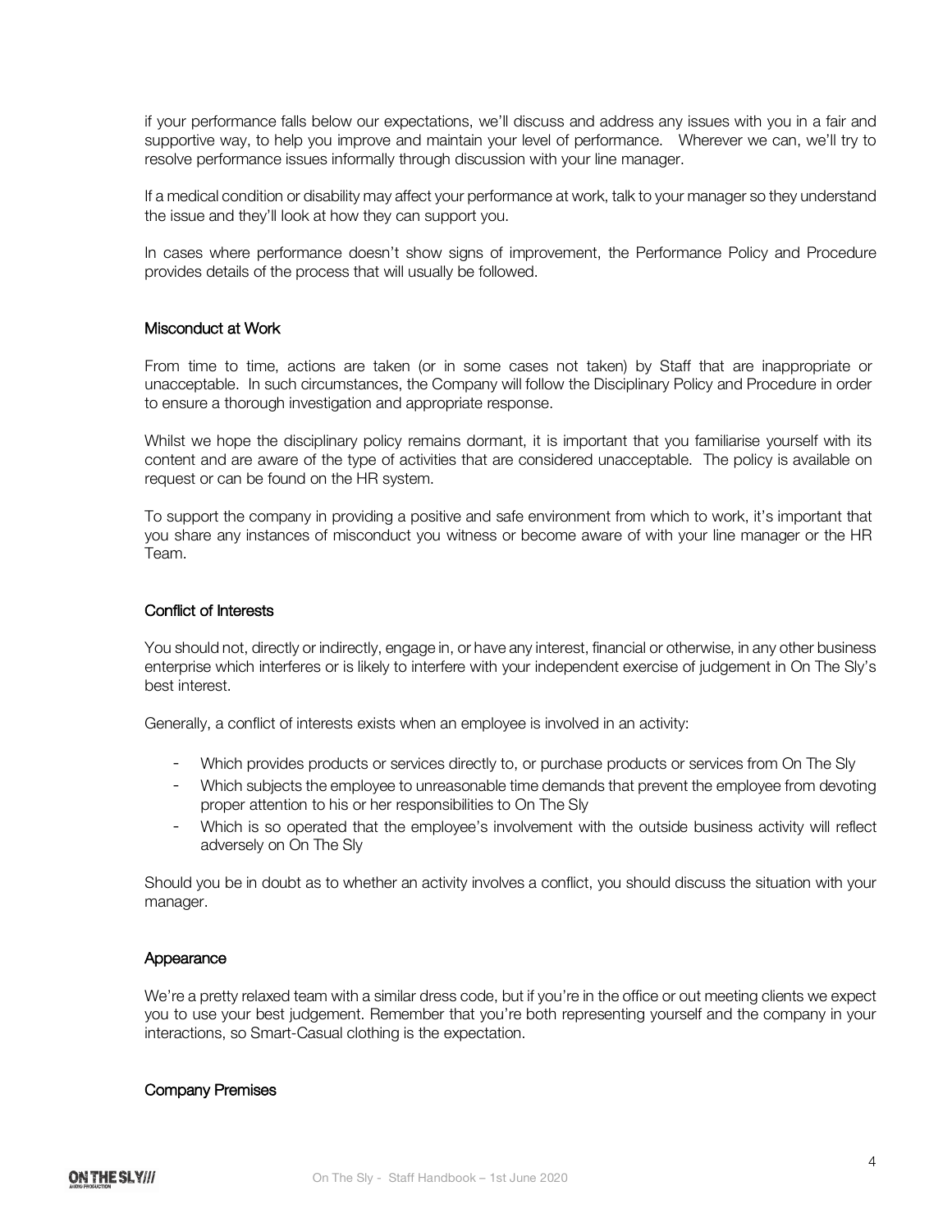if your performance falls below our expectations, we'll discuss and address any issues with you in a fair and supportive way, to help you improve and maintain your level of performance. Wherever we can, we'll try to resolve performance issues informally through discussion with your line manager.

If a medical condition or disability may affect your performance at work, talk to your manager so they understand the issue and they'll look at how they can support you.

In cases where performance doesn't show signs of improvement, the Performance Policy and Procedure provides details of the process that will usually be followed.

### Misconduct at Work

From time to time, actions are taken (or in some cases not taken) by Staff that are inappropriate or unacceptable. In such circumstances, the Company will follow the Disciplinary Policy and Procedure in order to ensure a thorough investigation and appropriate response.

Whilst we hope the disciplinary policy remains dormant, it is important that you familiarise yourself with its content and are aware of the type of activities that are considered unacceptable. The policy is available on request or can be found on the HR system.

To support the company in providing a positive and safe environment from which to work, it's important that you share any instances of misconduct you witness or become aware of with your line manager or the HR Team.

### Conflict of Interests

You should not, directly or indirectly, engage in, or have any interest, financial or otherwise, in any other business enterprise which interferes or is likely to interfere with your independent exercise of judgement in On The Sly's best interest.

Generally, a conflict of interests exists when an employee is involved in an activity:

- Which provides products or services directly to, or purchase products or services from On The Sly
- Which subjects the employee to unreasonable time demands that prevent the employee from devoting proper attention to his or her responsibilities to On The Sly
- Which is so operated that the employee's involvement with the outside business activity will reflect adversely on On The Sly

Should you be in doubt as to whether an activity involves a conflict, you should discuss the situation with your manager.

### Appearance

We're a pretty relaxed team with a similar dress code, but if you're in the office or out meeting clients we expect you to use your best judgement. Remember that you're both representing yourself and the company in your interactions, so Smart-Casual clothing is the expectation.

### Company Premises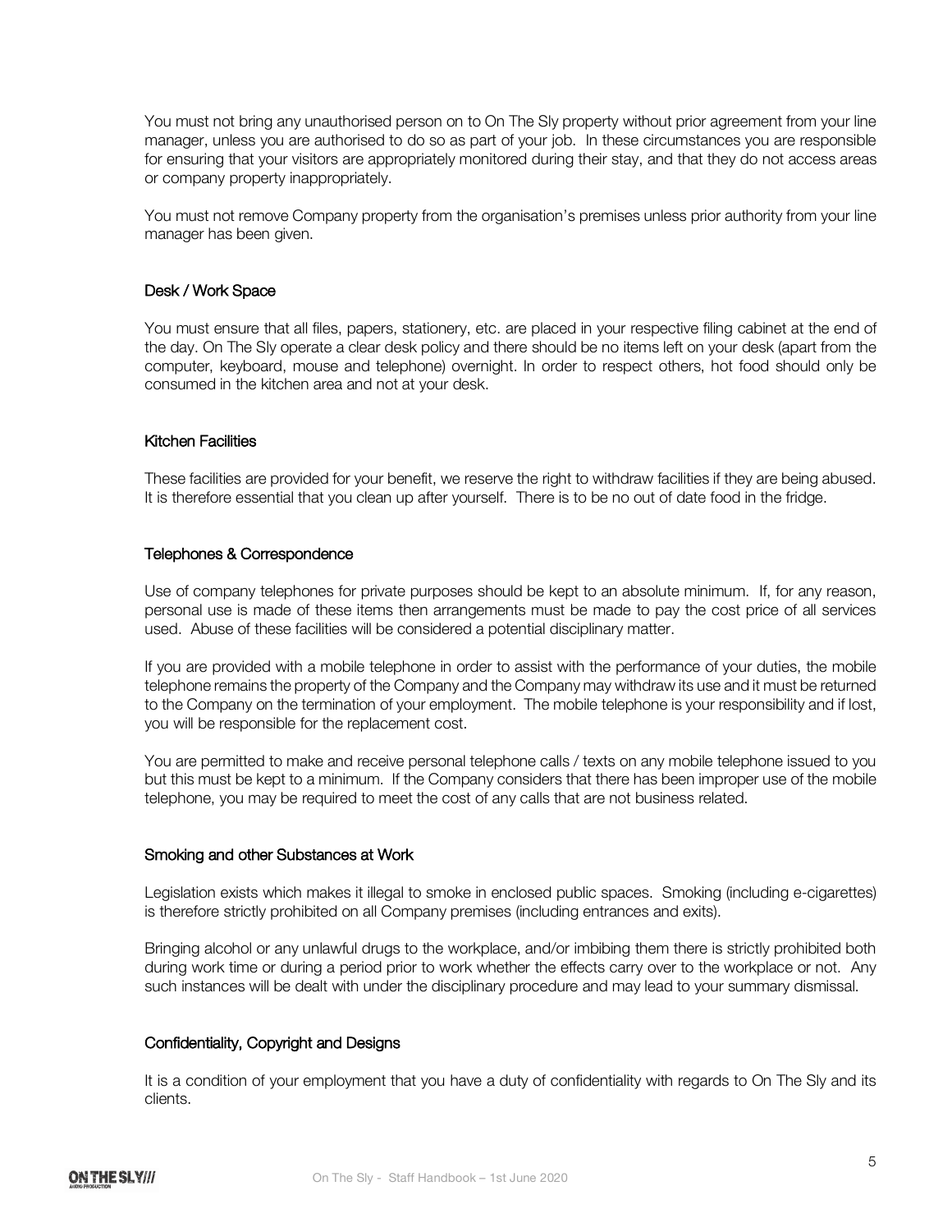You must not bring any unauthorised person on to On The Sly property without prior agreement from your line manager, unless you are authorised to do so as part of your job. In these circumstances you are responsible for ensuring that your visitors are appropriately monitored during their stay, and that they do not access areas or company property inappropriately.

You must not remove Company property from the organisation's premises unless prior authority from your line manager has been given.

### Desk / Work Space

You must ensure that all files, papers, stationery, etc. are placed in your respective filing cabinet at the end of the day. On The Sly operate a clear desk policy and there should be no items left on your desk (apart from the computer, keyboard, mouse and telephone) overnight. In order to respect others, hot food should only be consumed in the kitchen area and not at your desk.

### Kitchen Facilities

These facilities are provided for your benefit, we reserve the right to withdraw facilities if they are being abused. It is therefore essential that you clean up after yourself. There is to be no out of date food in the fridge.

### Telephones & Correspondence

Use of company telephones for private purposes should be kept to an absolute minimum. If, for any reason, personal use is made of these items then arrangements must be made to pay the cost price of all services used. Abuse of these facilities will be considered a potential disciplinary matter.

If you are provided with a mobile telephone in order to assist with the performance of your duties, the mobile telephone remains the property of the Company and the Company may withdraw its use and it must be returned to the Company on the termination of your employment. The mobile telephone is your responsibility and if lost, you will be responsible for the replacement cost.

You are permitted to make and receive personal telephone calls / texts on any mobile telephone issued to you but this must be kept to a minimum. If the Company considers that there has been improper use of the mobile telephone, you may be required to meet the cost of any calls that are not business related.

### Smoking and other Substances at Work

Legislation exists which makes it illegal to smoke in enclosed public spaces. Smoking (including e-cigarettes) is therefore strictly prohibited on all Company premises (including entrances and exits).

Bringing alcohol or any unlawful drugs to the workplace, and/or imbibing them there is strictly prohibited both during work time or during a period prior to work whether the effects carry over to the workplace or not. Any such instances will be dealt with under the disciplinary procedure and may lead to your summary dismissal.

### Confidentiality, Copyright and Designs

It is a condition of your employment that you have a duty of confidentiality with regards to On The Sly and its clients.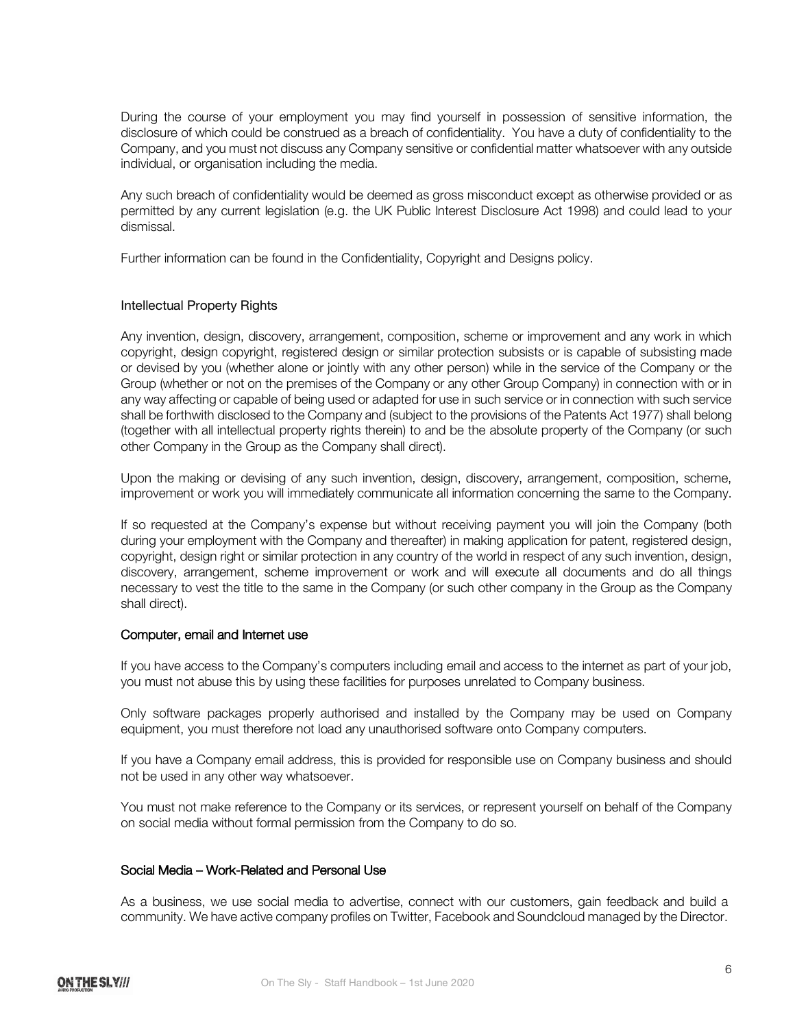During the course of your employment you may find yourself in possession of sensitive information, the disclosure of which could be construed as a breach of confidentiality. You have a duty of confidentiality to the Company, and you must not discuss any Company sensitive or confidential matter whatsoever with any outside individual, or organisation including the media.

Any such breach of confidentiality would be deemed as gross misconduct except as otherwise provided or as permitted by any current legislation (e.g. the UK Public Interest Disclosure Act 1998) and could lead to your dismissal.

Further information can be found in the Confidentiality, Copyright and Designs policy.

### Intellectual Property Rights

Any invention, design, discovery, arrangement, composition, scheme or improvement and any work in which copyright, design copyright, registered design or similar protection subsists or is capable of subsisting made or devised by you (whether alone or jointly with any other person) while in the service of the Company or the Group (whether or not on the premises of the Company or any other Group Company) in connection with or in any way affecting or capable of being used or adapted for use in such service or in connection with such service shall be forthwith disclosed to the Company and (subject to the provisions of the Patents Act 1977) shall belong (together with all intellectual property rights therein) to and be the absolute property of the Company (or such other Company in the Group as the Company shall direct).

Upon the making or devising of any such invention, design, discovery, arrangement, composition, scheme, improvement or work you will immediately communicate all information concerning the same to the Company.

If so requested at the Company's expense but without receiving payment you will join the Company (both during your employment with the Company and thereafter) in making application for patent, registered design, copyright, design right or similar protection in any country of the world in respect of any such invention, design, discovery, arrangement, scheme improvement or work and will execute all documents and do all things necessary to vest the title to the same in the Company (or such other company in the Group as the Company shall direct).

### Computer, email and Internet use

If you have access to the Company's computers including email and access to the internet as part of your job, you must not abuse this by using these facilities for purposes unrelated to Company business.

Only software packages properly authorised and installed by the Company may be used on Company equipment, you must therefore not load any unauthorised software onto Company computers.

If you have a Company email address, this is provided for responsible use on Company business and should not be used in any other way whatsoever.

You must not make reference to the Company or its services, or represent yourself on behalf of the Company on social media without formal permission from the Company to do so.

### Social Media – Work-Related and Personal Use

As a business, we use social media to advertise, connect with our customers, gain feedback and build a community. We have active company profiles on Twitter, Facebook and Soundcloud managed by the Director.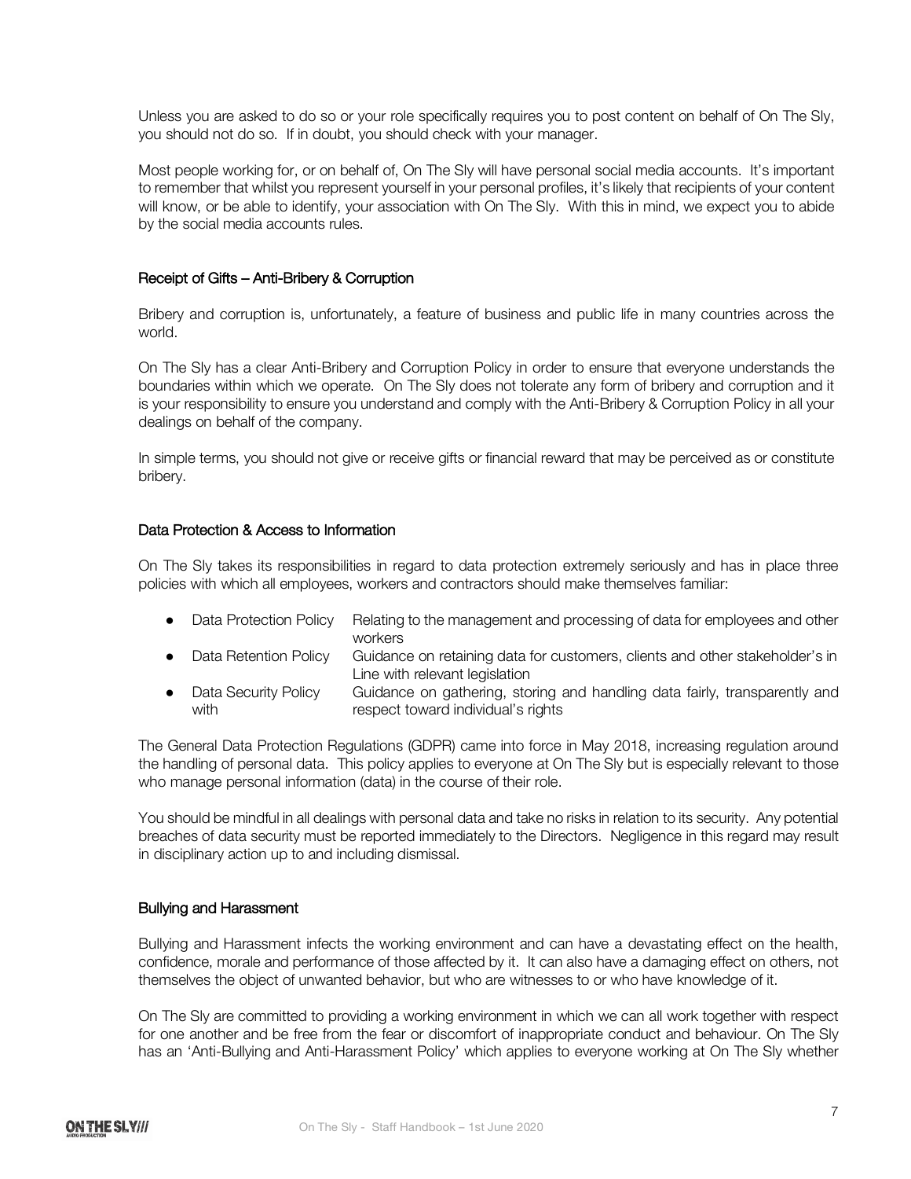Unless you are asked to do so or your role specifically requires you to post content on behalf of On The Sly, you should not do so. If in doubt, you should check with your manager.

Most people working for, or on behalf of, On The Sly will have personal social media accounts. It's important to remember that whilst you represent yourself in your personal profiles, it's likely that recipients of your content will know, or be able to identify, your association with On The Sly. With this in mind, we expect you to abide by the social media accounts rules.

### Receipt of Gifts – Anti-Bribery & Corruption

Bribery and corruption is, unfortunately, a feature of business and public life in many countries across the world.

On The Sly has a clear Anti-Bribery and Corruption Policy in order to ensure that everyone understands the boundaries within which we operate. On The Sly does not tolerate any form of bribery and corruption and it is your responsibility to ensure you understand and comply with the Anti-Bribery & Corruption Policy in all your dealings on behalf of the company.

In simple terms, you should not give or receive gifts or financial reward that may be perceived as or constitute bribery.

### Data Protection & Access to Information

On The Sly takes its responsibilities in regard to data protection extremely seriously and has in place three policies with which all employees, workers and contractors should make themselves familiar:

- Data Protection Policy — Relating to the management and processing of data for employees and other workers
- Data Retention Policy — Guidance on retaining data for customers, clients and other stakeholder's in Line with relevant legislation
- Data Security Policy with — Guidance on gathering, storing and handling data fairly, transparently and respect toward individual's rights

The General Data Protection Regulations (GDPR) came into force in May 2018, increasing regulation around the handling of personal data. This policy applies to everyone at On The Sly but is especially relevant to those who manage personal information (data) in the course of their role.

You should be mindful in all dealings with personal data and take no risks in relation to its security. Any potential breaches of data security must be reported immediately to the Directors. Negligence in this regard may result in disciplinary action up to and including dismissal.

### Bullying and Harassment

Bullying and Harassment infects the working environment and can have a devastating effect on the health, confidence, morale and performance of those affected by it. It can also have a damaging effect on others, not themselves the object of unwanted behavior, but who are witnesses to or who have knowledge of it.

On The Sly are committed to providing a working environment in which we can all work together with respect for one another and be free from the fear or discomfort of inappropriate conduct and behaviour. On The Sly has an 'Anti-Bullying and Anti-Harassment Policy' which applies to everyone working at On The Sly whether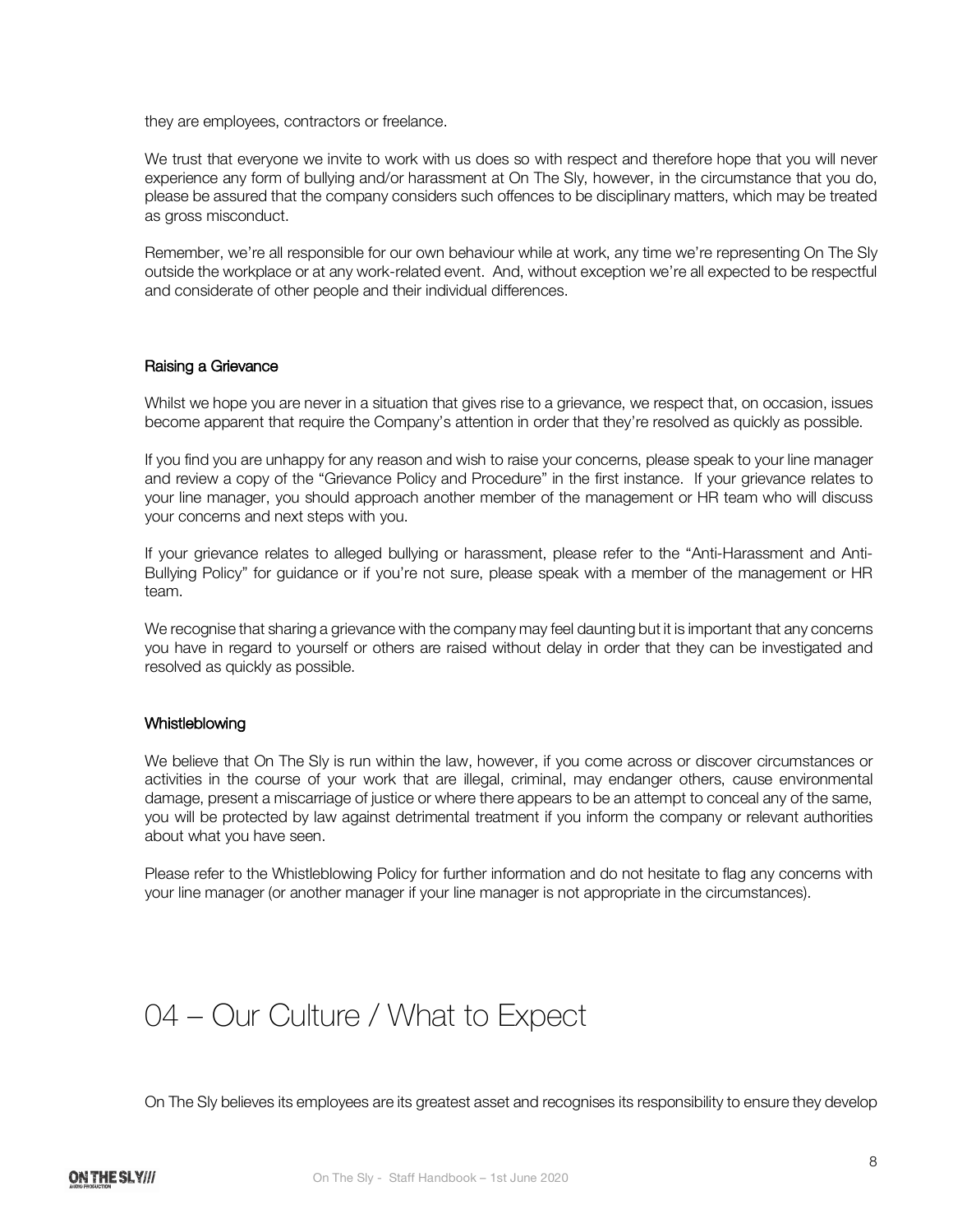they are employees, contractors or freelance.

We trust that everyone we invite to work with us does so with respect and therefore hope that you will never experience any form of bullying and/or harassment at On The Sly, however, in the circumstance that you do, please be assured that the company considers such offences to be disciplinary matters, which may be treated as gross misconduct.

Remember, we're all responsible for our own behaviour while at work, any time we're representing On The Sly outside the workplace or at any work-related event. And, without exception we're all expected to be respectful and considerate of other people and their individual differences.

### Raising a Grievance

Whilst we hope you are never in a situation that gives rise to a grievance, we respect that, on occasion, issues become apparent that require the Company's attention in order that they're resolved as quickly as possible.

If you find you are unhappy for any reason and wish to raise your concerns, please speak to your line manager and review a copy of the "Grievance Policy and Procedure" in the first instance. If your grievance relates to your line manager, you should approach another member of the management or HR team who will discuss your concerns and next steps with you.

If your grievance relates to alleged bullying or harassment, please refer to the "Anti-Harassment and Anti-Bullying Policy" for guidance or if you're not sure, please speak with a member of the management or HR team.

We recognise that sharing a grievance with the company may feel daunting but it is important that any concerns you have in regard to yourself or others are raised without delay in order that they can be investigated and resolved as quickly as possible.

### Whistleblowing

We believe that On The Sly is run within the law, however, if you come across or discover circumstances or activities in the course of your work that are illegal, criminal, may endanger others, cause environmental damage, present a miscarriage of justice or where there appears to be an attempt to conceal any of the same, you will be protected by law against detrimental treatment if you inform the company or relevant authorities about what you have seen.

Please refer to the Whistleblowing Policy for further information and do not hesitate to flag any concerns with your line manager (or another manager if your line manager is not appropriate in the circumstances).

# 04 – Our Culture / What to Expect

On The Sly believes its employees are its greatest asset and recognises its responsibility to ensure they develop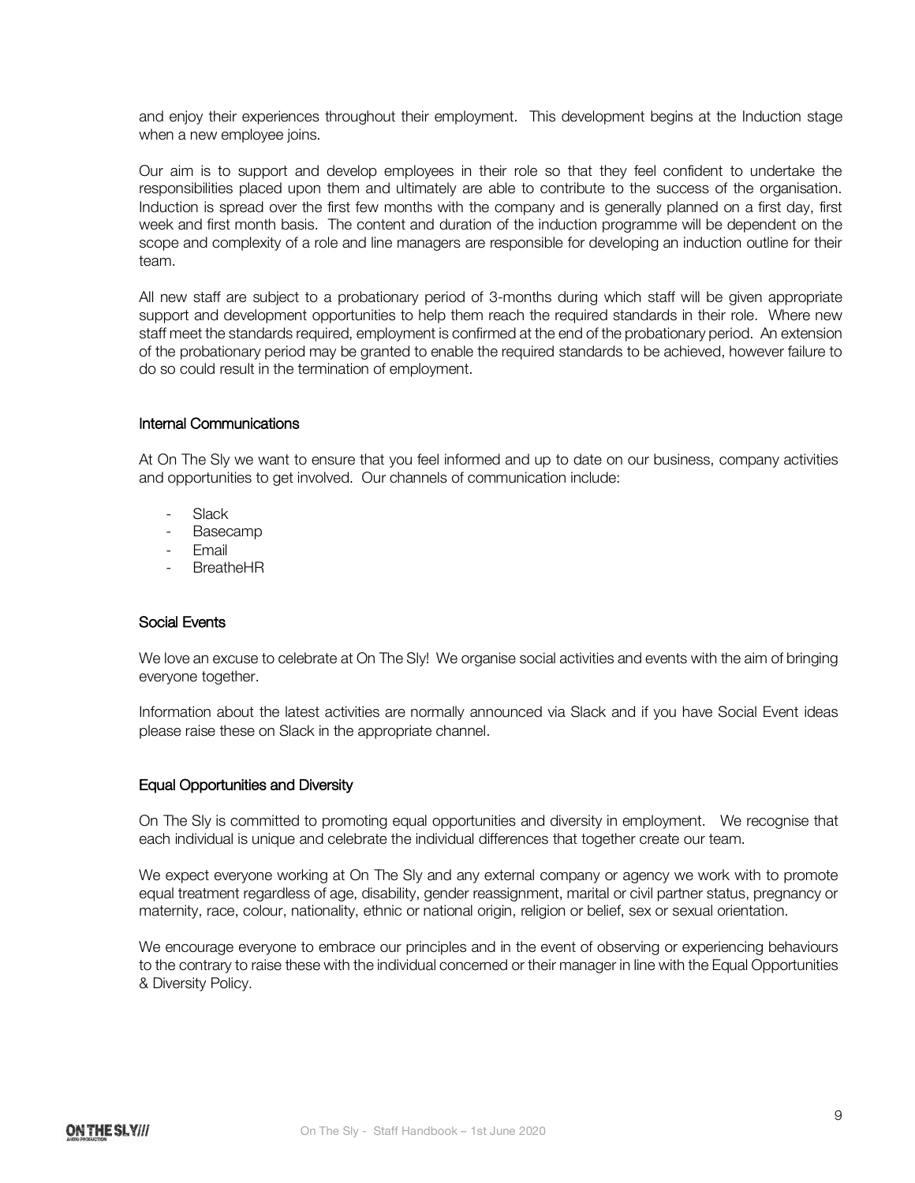and enjoy their experiences throughout their employment. This development begins at the Induction stage when a new employee joins.

Our aim is to support and develop employees in their role so that they feel confident to undertake the responsibilities placed upon them and ultimately are able to contribute to the success of the organisation. Induction is spread over the first few months with the company and is generally planned on a first day, first week and first month basis. The content and duration of the induction programme will be dependent on the scope and complexity of a role and line managers are responsible for developing an induction outline for their team.

All new staff are subject to a probationary period of 3-months during which staff will be given appropriate support and development opportunities to help them reach the required standards in their role. Where new staff meet the standards required, employment is confirmed at the end of the probationary period. An extension of the probationary period may be granted to enable the required standards to be achieved, however failure to do so could result in the termination of employment.

## Internal Communications

At On The Sly we want to ensure that you feel informed and up to date on our business, company activities and opportunities to get involved. Our channels of communication include:

- Slack
- Basecamp
- Email
- BreatheHR

## Social Events

We love an excuse to celebrate at On The Sly! We organise social activities and events with the aim of bringing everyone together.

Information about the latest activities are normally announced via Slack and if you have Social Event ideas please raise these on Slack in the appropriate channel.

## Equal Opportunities and Diversity

On The Sly is committed to promoting equal opportunities and diversity in employment. We recognise that each individual is unique and celebrate the individual differences that together create our team.

We expect everyone working at On The Sly and any external company or agency we work with to promote equal treatment regardless of age, disability, gender reassignment, marital or civil partner status, pregnancy or maternity, race, colour, nationality, ethnic or national origin, religion or belief, sex or sexual orientation.

We encourage everyone to embrace our principles and in the event of observing or experiencing behaviours to the contrary to raise these with the individual concerned or their manager in line with the Equal Opportunities & Diversity Policy.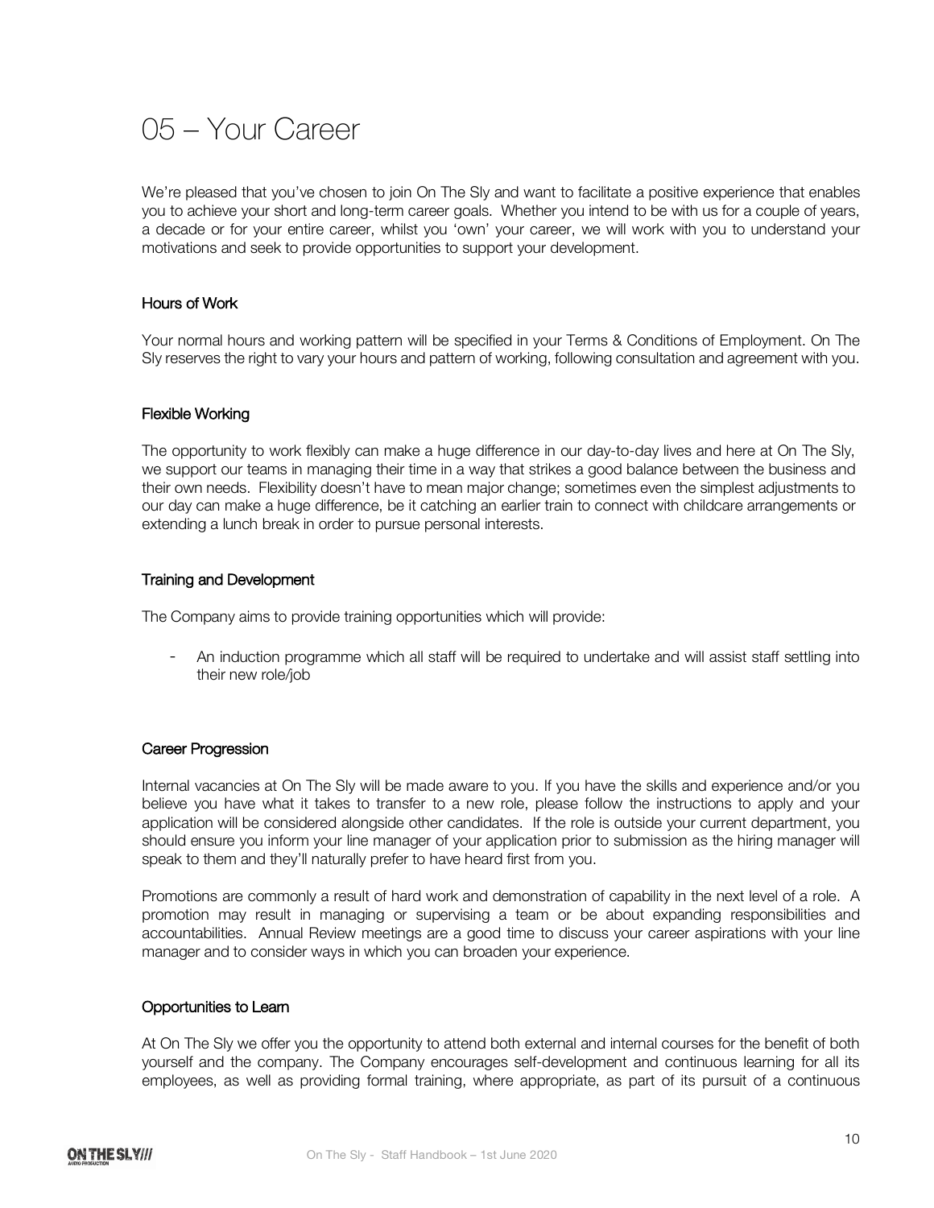# 05 – Your Career

We're pleased that you've chosen to join On The Sly and want to facilitate a positive experience that enables you to achieve your short and long-term career goals. Whether you intend to be with us for a couple of years, a decade or for your entire career, whilst you 'own' your career, we will work with you to understand your motivations and seek to provide opportunities to support your development.

### Hours of Work

Your normal hours and working pattern will be specified in your Terms & Conditions of Employment. On The Sly reserves the right to vary your hours and pattern of working, following consultation and agreement with you.

### Flexible Working

The opportunity to work flexibly can make a huge difference in our day-to-day lives and here at On The Sly, we support our teams in managing their time in a way that strikes a good balance between the business and their own needs. Flexibility doesn't have to mean major change; sometimes even the simplest adjustments to our day can make a huge difference, be it catching an earlier train to connect with childcare arrangements or extending a lunch break in order to pursue personal interests.

### Training and Development

The Company aims to provide training opportunities which will provide:

- An induction programme which all staff will be required to undertake and will assist staff settling into their new role/job

### Career Progression

Internal vacancies at On The Sly will be made aware to you. If you have the skills and experience and/or you believe you have what it takes to transfer to a new role, please follow the instructions to apply and your application will be considered alongside other candidates. If the role is outside your current department, you should ensure you inform your line manager of your application prior to submission as the hiring manager will speak to them and they'll naturally prefer to have heard first from you.

Promotions are commonly a result of hard work and demonstration of capability in the next level of a role. A promotion may result in managing or supervising a team or be about expanding responsibilities and accountabilities. Annual Review meetings are a good time to discuss your career aspirations with your line manager and to consider ways in which you can broaden your experience.

### Opportunities to Learn

At On The Sly we offer you the opportunity to attend both external and internal courses for the benefit of both yourself and the company. The Company encourages self-development and continuous learning for all its employees, as well as providing formal training, where appropriate, as part of its pursuit of a continuous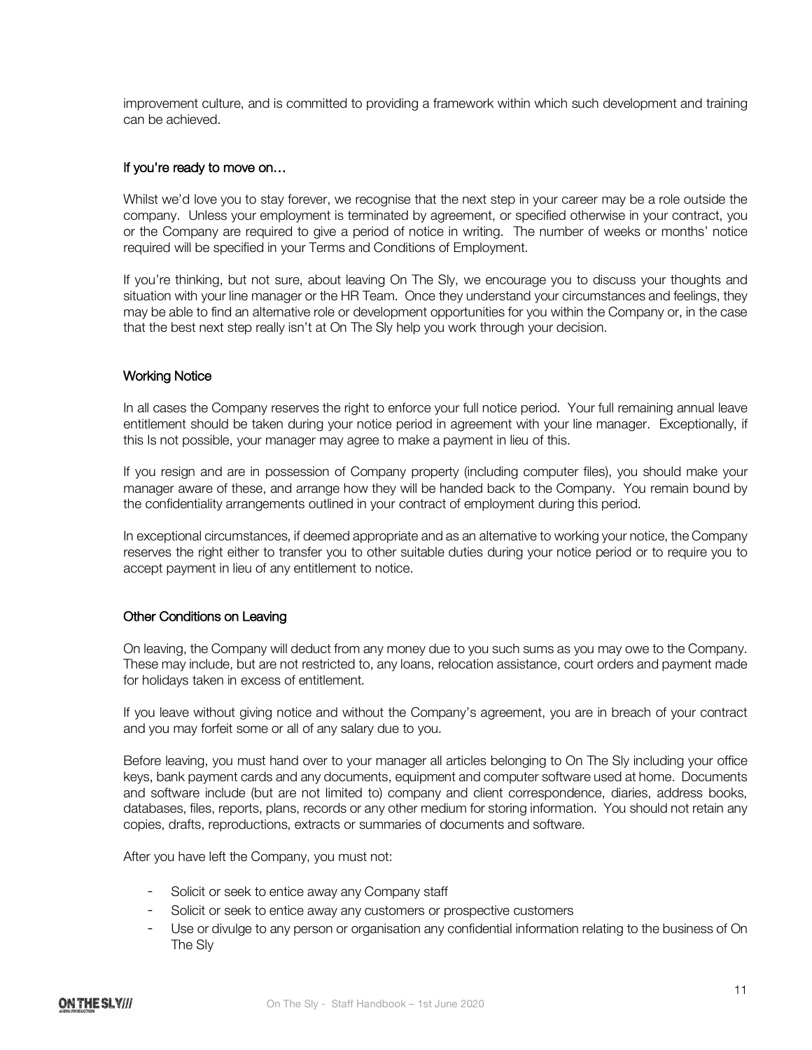improvement culture, and is committed to providing a framework within which such development and training can be achieved.

### If you're ready to move on…

Whilst we'd love you to stay forever, we recognise that the next step in your career may be a role outside the company. Unless your employment is terminated by agreement, or specified otherwise in your contract, you or the Company are required to give a period of notice in writing. The number of weeks or months' notice required will be specified in your Terms and Conditions of Employment.

If you're thinking, but not sure, about leaving On The Sly, we encourage you to discuss your thoughts and situation with your line manager or the HR Team. Once they understand your circumstances and feelings, they may be able to find an alternative role or development opportunities for you within the Company or, in the case that the best next step really isn't at On The Sly help you work through your decision.

### Working Notice

In all cases the Company reserves the right to enforce your full notice period. Your full remaining annual leave entitlement should be taken during your notice period in agreement with your line manager. Exceptionally, if this Is not possible, your manager may agree to make a payment in lieu of this.

If you resign and are in possession of Company property (including computer files), you should make your manager aware of these, and arrange how they will be handed back to the Company. You remain bound by the confidentiality arrangements outlined in your contract of employment during this period.

In exceptional circumstances, if deemed appropriate and as an alternative to working your notice, the Company reserves the right either to transfer you to other suitable duties during your notice period or to require you to accept payment in lieu of any entitlement to notice.

### Other Conditions on Leaving

On leaving, the Company will deduct from any money due to you such sums as you may owe to the Company. These may include, but are not restricted to, any loans, relocation assistance, court orders and payment made for holidays taken in excess of entitlement.

If you leave without giving notice and without the Company's agreement, you are in breach of your contract and you may forfeit some or all of any salary due to you.

Before leaving, you must hand over to your manager all articles belonging to On The Sly including your office keys, bank payment cards and any documents, equipment and computer software used at home. Documents and software include (but are not limited to) company and client correspondence, diaries, address books, databases, files, reports, plans, records or any other medium for storing information. You should not retain any copies, drafts, reproductions, extracts or summaries of documents and software.

After you have left the Company, you must not:

- Solicit or seek to entice away any Company staff
- Solicit or seek to entice away any customers or prospective customers
- Use or divulge to any person or organisation any confidential information relating to the business of On The Sly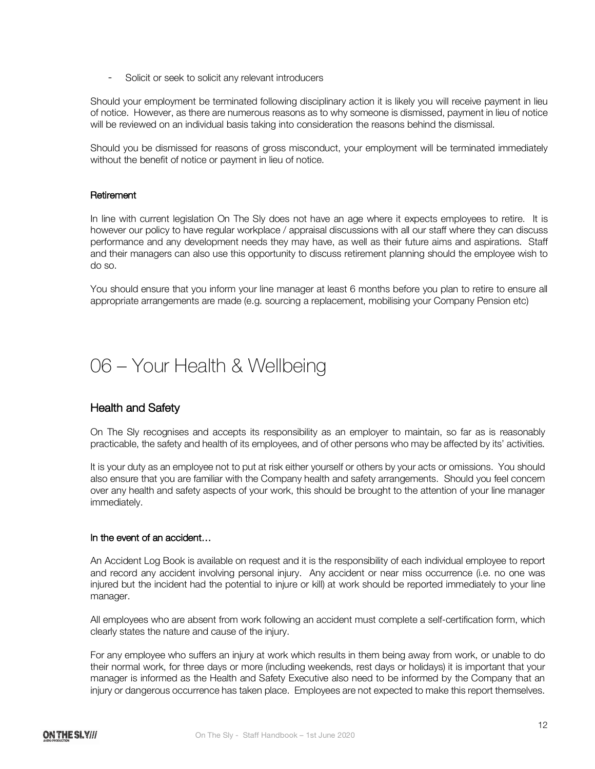- Solicit or seek to solicit any relevant introducers

Should your employment be terminated following disciplinary action it is likely you will receive payment in lieu of notice. However, as there are numerous reasons as to why someone is dismissed, payment in lieu of notice will be reviewed on an individual basis taking into consideration the reasons behind the dismissal.

Should you be dismissed for reasons of gross misconduct, your employment will be terminated immediately without the benefit of notice or payment in lieu of notice.

#### Retirement

In line with current legislation On The Sly does not have an age where it expects employees to retire. It is however our policy to have regular workplace / appraisal discussions with all our staff where they can discuss performance and any development needs they may have, as well as their future aims and aspirations. Staff and their managers can also use this opportunity to discuss retirement planning should the employee wish to do so.

You should ensure that you inform your line manager at least 6 months before you plan to retire to ensure all appropriate arrangements are made (e.g. sourcing a replacement, mobilising your Company Pension etc)

# 06 – Your Health & Wellbeing

## Health and Safety

On The Sly recognises and accepts its responsibility as an employer to maintain, so far as is reasonably practicable, the safety and health of its employees, and of other persons who may be affected by its' activities.

It is your duty as an employee not to put at risk either yourself or others by your acts or omissions. You should also ensure that you are familiar with the Company health and safety arrangements. Should you feel concern over any health and safety aspects of your work, this should be brought to the attention of your line manager immediately.

#### In the event of an accident…

An Accident Log Book is available on request and it is the responsibility of each individual employee to report and record any accident involving personal injury. Any accident or near miss occurrence (i.e. no one was injured but the incident had the potential to injure or kill) at work should be reported immediately to your line manager.

All employees who are absent from work following an accident must complete a self-certification form, which clearly states the nature and cause of the injury.

For any employee who suffers an injury at work which results in them being away from work, or unable to do their normal work, for three days or more (including weekends, rest days or holidays) it is important that your manager is informed as the Health and Safety Executive also need to be informed by the Company that an injury or dangerous occurrence has taken place. Employees are not expected to make this report themselves.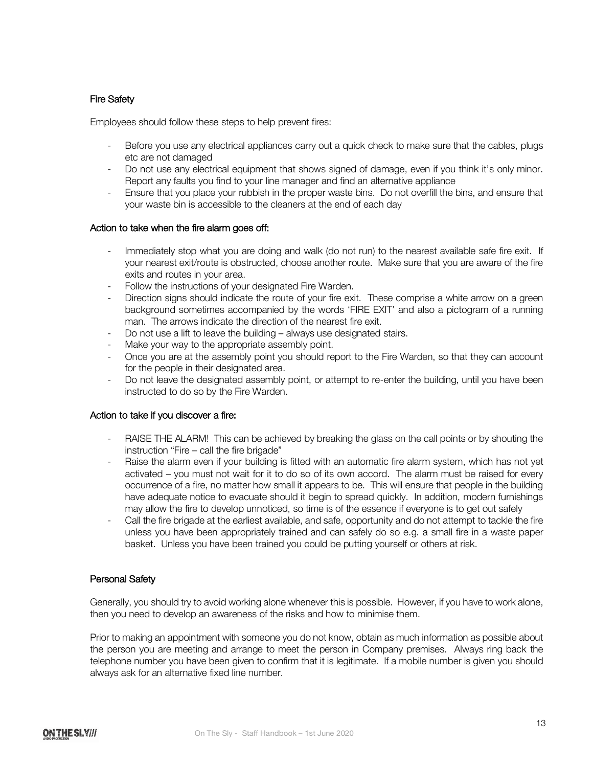### Fire Safety

Employees should follow these steps to help prevent fires:

- Before you use any electrical appliances carry out a quick check to make sure that the cables, plugs etc are not damaged
- Do not use any electrical equipment that shows signed of damage, even if you think it's only minor. Report any faults you find to your line manager and find an alternative appliance
- Ensure that you place your rubbish in the proper waste bins. Do not overfill the bins, and ensure that your waste bin is accessible to the cleaners at the end of each day

#### Action to take when the fire alarm goes off:

- Immediately stop what you are doing and walk (do not run) to the nearest available safe fire exit. If your nearest exit/route is obstructed, choose another route. Make sure that you are aware of the fire exits and routes in your area.
- Follow the instructions of your designated Fire Warden.
- Direction signs should indicate the route of your fire exit. These comprise a white arrow on a green background sometimes accompanied by the words 'FIRE EXIT' and also a pictogram of a running man. The arrows indicate the direction of the nearest fire exit.
- Do not use a lift to leave the building – always use designated stairs.
- Make your way to the appropriate assembly point.
- Once you are at the assembly point you should report to the Fire Warden, so that they can account for the people in their designated area.
- Do not leave the designated assembly point, or attempt to re-enter the building, until you have been instructed to do so by the Fire Warden.

#### Action to take if you discover a fire:

- RAISE THE ALARM! This can be achieved by breaking the glass on the call points or by shouting the instruction "Fire – call the fire brigade"
- Raise the alarm even if your building is fitted with an automatic fire alarm system, which has not yet activated – you must not wait for it to do so of its own accord. The alarm must be raised for every occurrence of a fire, no matter how small it appears to be. This will ensure that people in the building have adequate notice to evacuate should it begin to spread quickly. In addition, modern furnishings may allow the fire to develop unnoticed, so time is of the essence if everyone is to get out safely
- Call the fire brigade at the earliest available, and safe, opportunity and do not attempt to tackle the fire unless you have been appropriately trained and can safely do so e.g. a small fire in a waste paper basket. Unless you have been trained you could be putting yourself or others at risk.

### Personal Safety

Generally, you should try to avoid working alone whenever this is possible. However, if you have to work alone, then you need to develop an awareness of the risks and how to minimise them.

Prior to making an appointment with someone you do not know, obtain as much information as possible about the person you are meeting and arrange to meet the person in Company premises. Always ring back the telephone number you have been given to confirm that it is legitimate. If a mobile number is given you should always ask for an alternative fixed line number.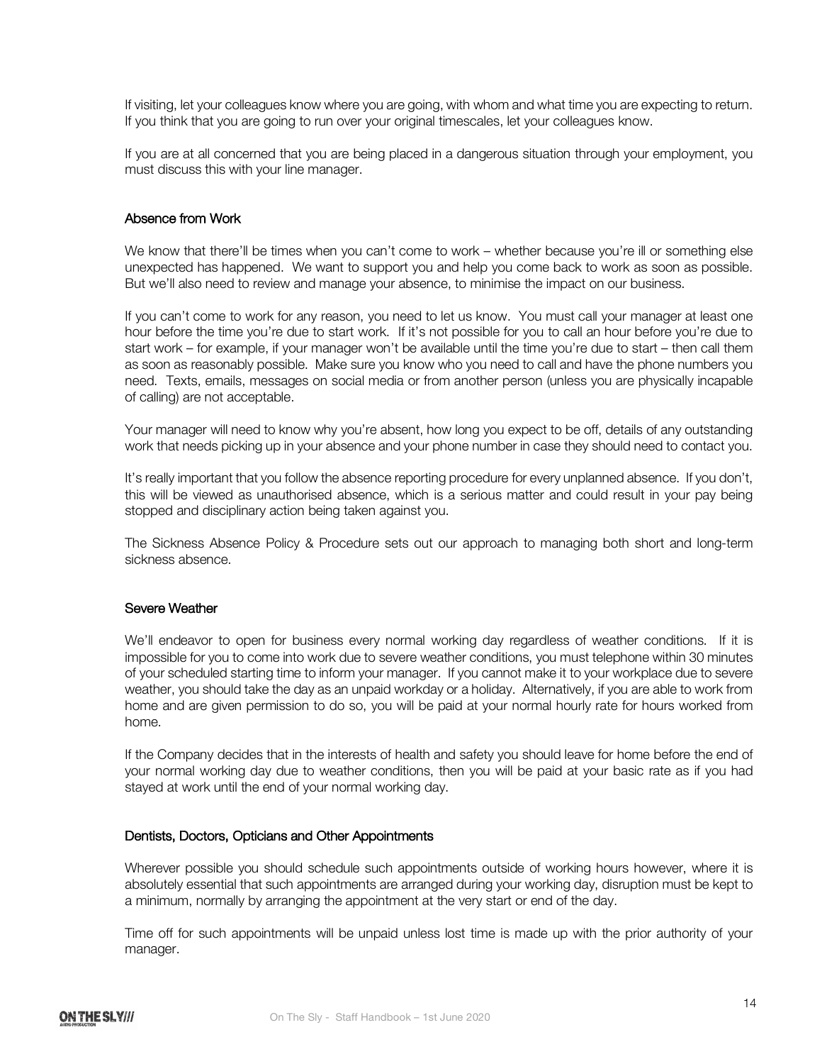If visiting, let your colleagues know where you are going, with whom and what time you are expecting to return. If you think that you are going to run over your original timescales, let your colleagues know.

If you are at all concerned that you are being placed in a dangerous situation through your employment, you must discuss this with your line manager.

## Absence from Work

We know that there'll be times when you can't come to work – whether because you're ill or something else unexpected has happened. We want to support you and help you come back to work as soon as possible. But we'll also need to review and manage your absence, to minimise the impact on our business.

If you can't come to work for any reason, you need to let us know. You must call your manager at least one hour before the time you're due to start work. If it's not possible for you to call an hour before you're due to start work – for example, if your manager won't be available until the time you're due to start – then call them as soon as reasonably possible. Make sure you know who you need to call and have the phone numbers you need. Texts, emails, messages on social media or from another person (unless you are physically incapable of calling) are not acceptable.

Your manager will need to know why you're absent, how long you expect to be off, details of any outstanding work that needs picking up in your absence and your phone number in case they should need to contact you.

It's really important that you follow the absence reporting procedure for every unplanned absence. If you don't, this will be viewed as unauthorised absence, which is a serious matter and could result in your pay being stopped and disciplinary action being taken against you.

The Sickness Absence Policy & Procedure sets out our approach to managing both short and long-term sickness absence.

## Severe Weather

We'll endeavor to open for business every normal working day regardless of weather conditions. If it is impossible for you to come into work due to severe weather conditions, you must telephone within 30 minutes of your scheduled starting time to inform your manager. If you cannot make it to your workplace due to severe weather, you should take the day as an unpaid workday or a holiday. Alternatively, if you are able to work from home and are given permission to do so, you will be paid at your normal hourly rate for hours worked from home.

If the Company decides that in the interests of health and safety you should leave for home before the end of your normal working day due to weather conditions, then you will be paid at your basic rate as if you had stayed at work until the end of your normal working day.

## Dentists, Doctors, Opticians and Other Appointments

Wherever possible you should schedule such appointments outside of working hours however, where it is absolutely essential that such appointments are arranged during your working day, disruption must be kept to a minimum, normally by arranging the appointment at the very start or end of the day.

Time off for such appointments will be unpaid unless lost time is made up with the prior authority of your manager.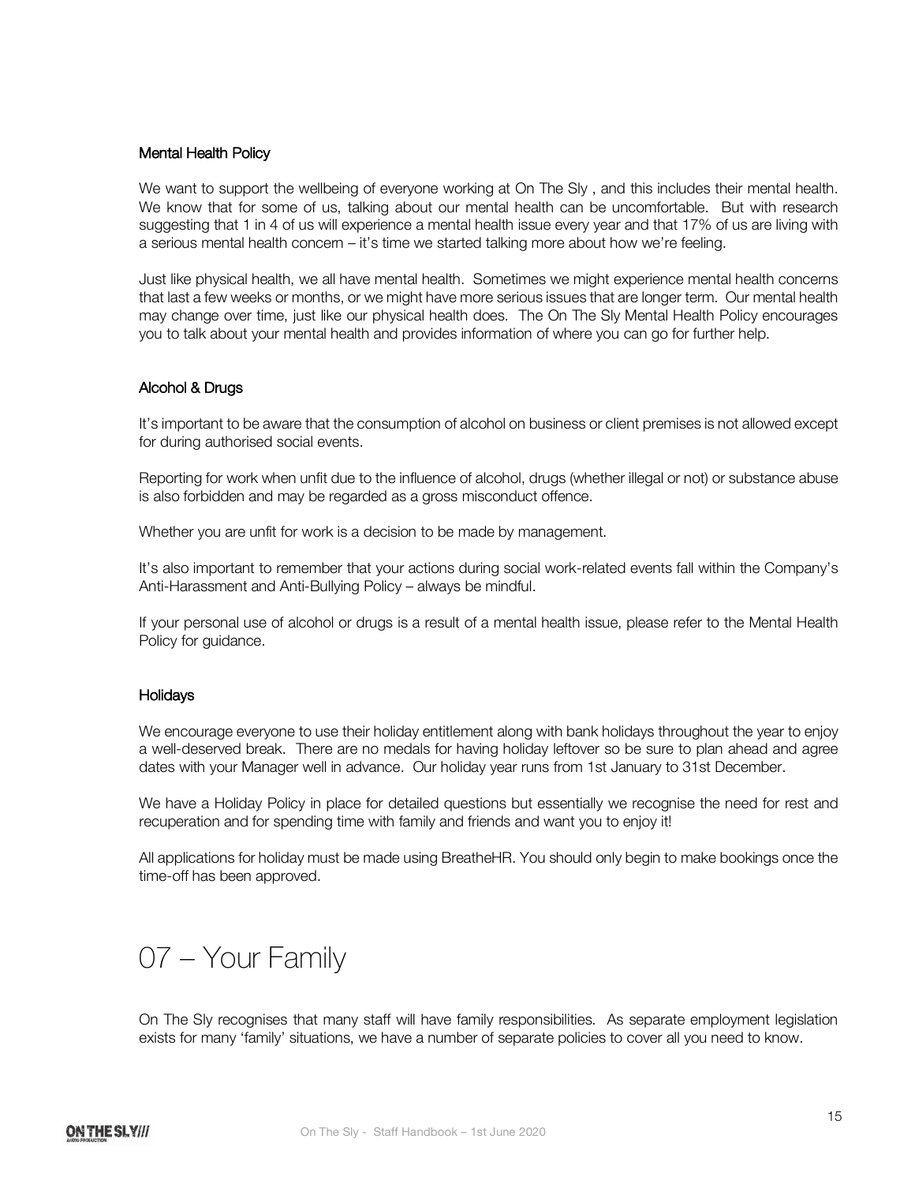### Mental Health Policy

We want to support the wellbeing of everyone working at On The Sly , and this includes their mental health. We know that for some of us, talking about our mental health can be uncomfortable. But with research suggesting that 1 in 4 of us will experience a mental health issue every year and that 17% of us are living with a serious mental health concern – it's time we started talking more about how we're feeling.

Just like physical health, we all have mental health. Sometimes we might experience mental health concerns that last a few weeks or months, or we might have more serious issues that are longer term. Our mental health may change over time, just like our physical health does. The On The Sly Mental Health Policy encourages you to talk about your mental health and provides information of where you can go for further help.

### Alcohol & Drugs

It's important to be aware that the consumption of alcohol on business or client premises is not allowed except for during authorised social events.

Reporting for work when unfit due to the influence of alcohol, drugs (whether illegal or not) or substance abuse is also forbidden and may be regarded as a gross misconduct offence.

Whether you are unfit for work is a decision to be made by management.

It's also important to remember that your actions during social work-related events fall within the Company's Anti-Harassment and Anti-Bullying Policy – always be mindful.

If your personal use of alcohol or drugs is a result of a mental health issue, please refer to the Mental Health Policy for guidance.

### Holidays

We encourage everyone to use their holiday entitlement along with bank holidays throughout the year to enjoy a well-deserved break. There are no medals for having holiday leftover so be sure to plan ahead and agree dates with your Manager well in advance. Our holiday year runs from 1st January to 31st December.

We have a Holiday Policy in place for detailed questions but essentially we recognise the need for rest and recuperation and for spending time with family and friends and want you to enjoy it!

All applications for holiday must be made using BreatheHR. You should only begin to make bookings once the time-off has been approved.

# 07 – Your Family

On The Sly recognises that many staff will have family responsibilities. As separate employment legislation exists for many 'family' situations, we have a number of separate policies to cover all you need to know.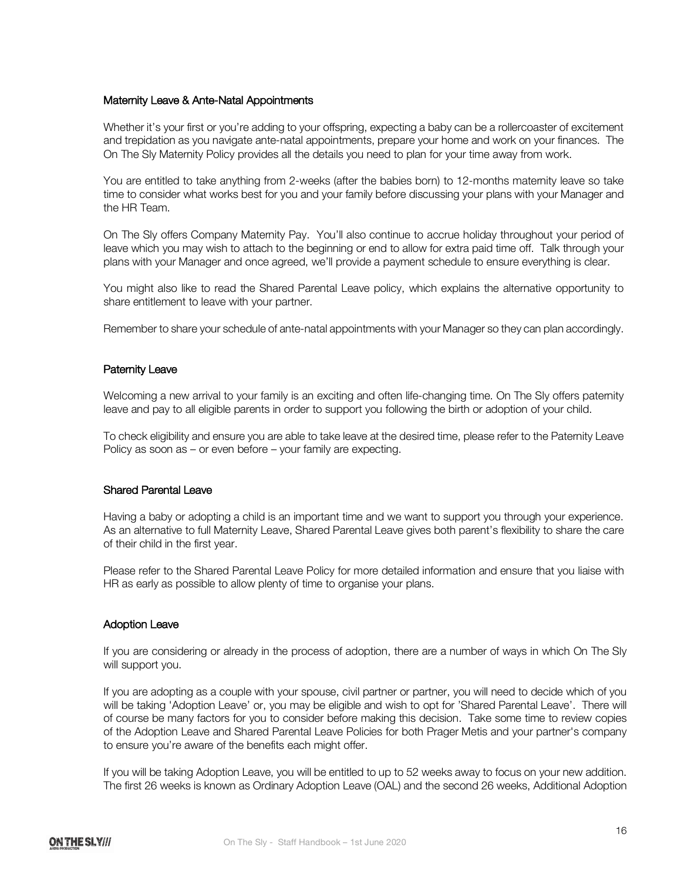### Maternity Leave & Ante-Natal Appointments

Whether it's your first or you're adding to your offspring, expecting a baby can be a rollercoaster of excitement and trepidation as you navigate ante-natal appointments, prepare your home and work on your finances. The On The Sly Maternity Policy provides all the details you need to plan for your time away from work.

You are entitled to take anything from 2-weeks (after the babies born) to 12-months maternity leave so take time to consider what works best for you and your family before discussing your plans with your Manager and the HR Team.

On The Sly offers Company Maternity Pay. You'll also continue to accrue holiday throughout your period of leave which you may wish to attach to the beginning or end to allow for extra paid time off. Talk through your plans with your Manager and once agreed, we'll provide a payment schedule to ensure everything is clear.

You might also like to read the Shared Parental Leave policy, which explains the alternative opportunity to share entitlement to leave with your partner.

Remember to share your schedule of ante-natal appointments with your Manager so they can plan accordingly.

### Paternity Leave

Welcoming a new arrival to your family is an exciting and often life-changing time. On The Sly offers paternity leave and pay to all eligible parents in order to support you following the birth or adoption of your child.

To check eligibility and ensure you are able to take leave at the desired time, please refer to the Paternity Leave Policy as soon as – or even before – your family are expecting.

### Shared Parental Leave

Having a baby or adopting a child is an important time and we want to support you through your experience. As an alternative to full Maternity Leave, Shared Parental Leave gives both parent's flexibility to share the care of their child in the first year.

Please refer to the Shared Parental Leave Policy for more detailed information and ensure that you liaise with HR as early as possible to allow plenty of time to organise your plans.

### Adoption Leave

If you are considering or already in the process of adoption, there are a number of ways in which On The Sly will support you.

If you are adopting as a couple with your spouse, civil partner or partner, you will need to decide which of you will be taking 'Adoption Leave' or, you may be eligible and wish to opt for 'Shared Parental Leave'. There will of course be many factors for you to consider before making this decision. Take some time to review copies of the Adoption Leave and Shared Parental Leave Policies for both Prager Metis and your partner's company to ensure you're aware of the benefits each might offer.

If you will be taking Adoption Leave, you will be entitled to up to 52 weeks away to focus on your new addition. The first 26 weeks is known as Ordinary Adoption Leave (OAL) and the second 26 weeks, Additional Adoption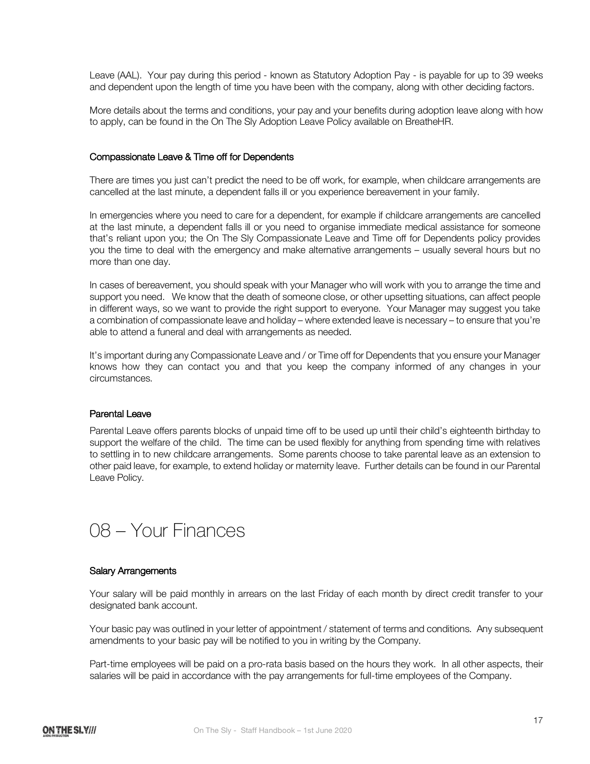Leave (AAL). Your pay during this period - known as Statutory Adoption Pay - is payable for up to 39 weeks and dependent upon the length of time you have been with the company, along with other deciding factors.

More details about the terms and conditions, your pay and your benefits during adoption leave along with how to apply, can be found in the On The Sly Adoption Leave Policy available on BreatheHR.

### Compassionate Leave & Time off for Dependents

There are times you just can't predict the need to be off work, for example, when childcare arrangements are cancelled at the last minute, a dependent falls ill or you experience bereavement in your family.

In emergencies where you need to care for a dependent, for example if childcare arrangements are cancelled at the last minute, a dependent falls ill or you need to organise immediate medical assistance for someone that's reliant upon you; the On The Sly Compassionate Leave and Time off for Dependents policy provides you the time to deal with the emergency and make alternative arrangements – usually several hours but no more than one day.

In cases of bereavement, you should speak with your Manager who will work with you to arrange the time and support you need. We know that the death of someone close, or other upsetting situations, can affect people in different ways, so we want to provide the right support to everyone. Your Manager may suggest you take a combination of compassionate leave and holiday – where extended leave is necessary – to ensure that you're able to attend a funeral and deal with arrangements as needed.

It's important during any Compassionate Leave and / or Time off for Dependents that you ensure your Manager knows how they can contact you and that you keep the company informed of any changes in your circumstances.

### Parental Leave

Parental Leave offers parents blocks of unpaid time off to be used up until their child's eighteenth birthday to support the welfare of the child. The time can be used flexibly for anything from spending time with relatives to settling in to new childcare arrangements. Some parents choose to take parental leave as an extension to other paid leave, for example, to extend holiday or maternity leave. Further details can be found in our Parental Leave Policy.

## 08 – Your Finances

### Salary Arrangements

Your salary will be paid monthly in arrears on the last Friday of each month by direct credit transfer to your designated bank account.

Your basic pay was outlined in your letter of appointment / statement of terms and conditions. Any subsequent amendments to your basic pay will be notified to you in writing by the Company.

Part-time employees will be paid on a pro-rata basis based on the hours they work. In all other aspects, their salaries will be paid in accordance with the pay arrangements for full-time employees of the Company.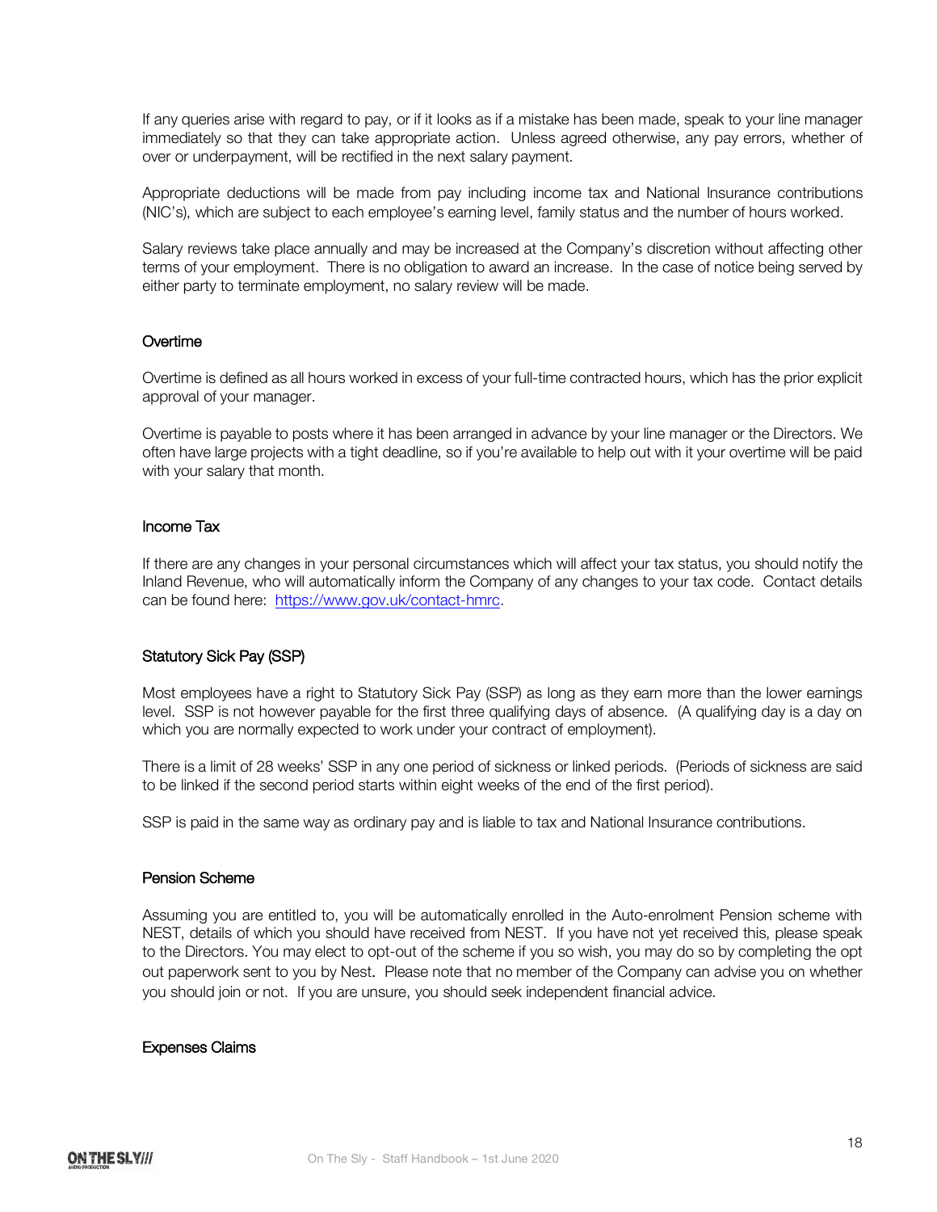If any queries arise with regard to pay, or if it looks as if a mistake has been made, speak to your line manager immediately so that they can take appropriate action. Unless agreed otherwise, any pay errors, whether of over or underpayment, will be rectified in the next salary payment.

Appropriate deductions will be made from pay including income tax and National Insurance contributions (NIC's), which are subject to each employee's earning level, family status and the number of hours worked.

Salary reviews take place annually and may be increased at the Company's discretion without affecting other terms of your employment. There is no obligation to award an increase. In the case of notice being served by either party to terminate employment, no salary review will be made.

### Overtime

Overtime is defined as all hours worked in excess of your full-time contracted hours, which has the prior explicit approval of your manager.

Overtime is payable to posts where it has been arranged in advance by your line manager or the Directors. We often have large projects with a tight deadline, so if you're available to help out with it your overtime will be paid with your salary that month.

### Income Tax

If there are any changes in your personal circumstances which will affect your tax status, you should notify the Inland Revenue, who will automatically inform the Company of any changes to your tax code. Contact details can be found here: [https://www.gov.uk/contact-hmrc](https://www.gov.uk/contact-hmrc).

### Statutory Sick Pay (SSP)

Most employees have a right to Statutory Sick Pay (SSP) as long as they earn more than the lower earnings level. SSP is not however payable for the first three qualifying days of absence. (A qualifying day is a day on which you are normally expected to work under your contract of employment).

There is a limit of 28 weeks' SSP in any one period of sickness or linked periods. (Periods of sickness are said to be linked if the second period starts within eight weeks of the end of the first period).

SSP is paid in the same way as ordinary pay and is liable to tax and National Insurance contributions.

### Pension Scheme

Assuming you are entitled to, you will be automatically enrolled in the Auto-enrolment Pension scheme with NEST, details of which you should have received from NEST. If you have not yet received this, please speak to the Directors. You may elect to opt-out of the scheme if you so wish, you may do so by completing the opt out paperwork sent to you by Nest. Please note that no member of the Company can advise you on whether you should join or not. If you are unsure, you should seek independent financial advice.

### Expenses Claims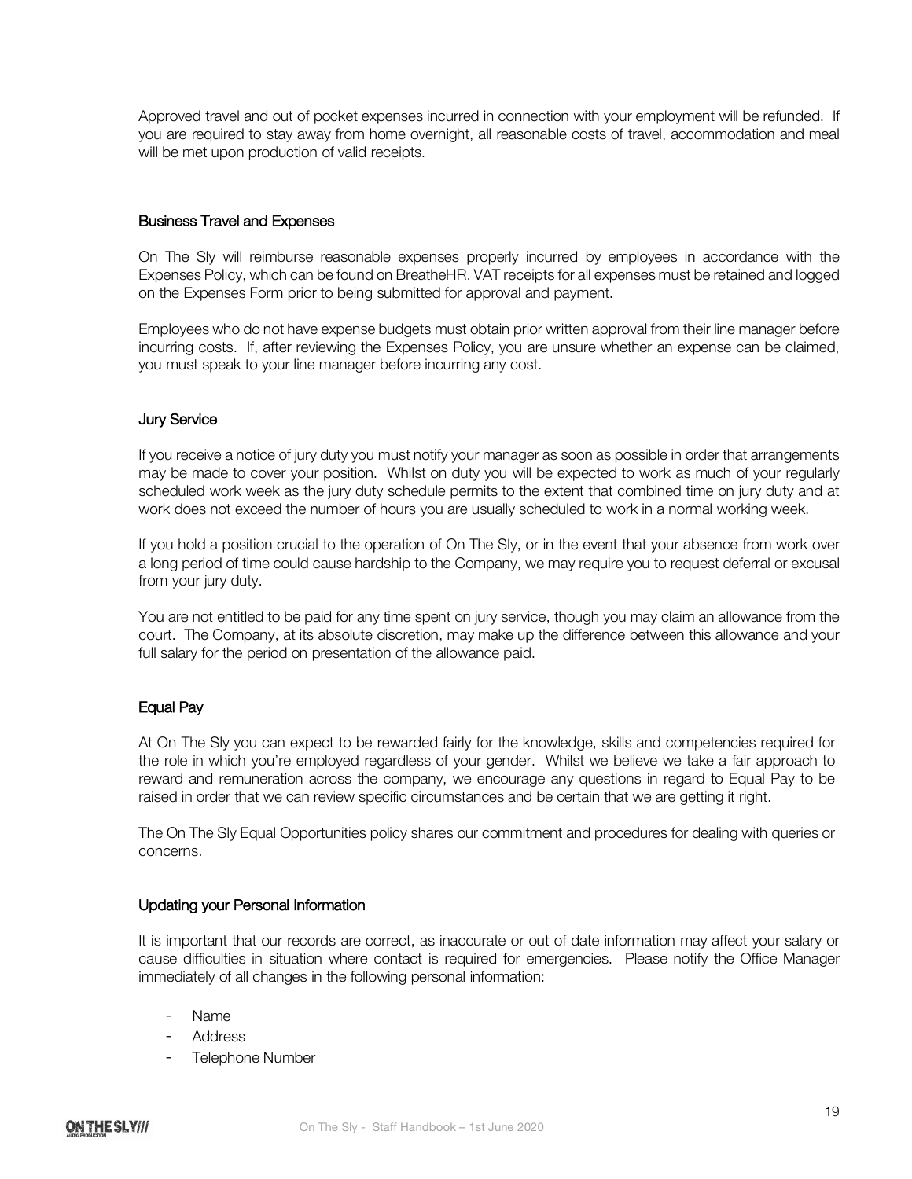Approved travel and out of pocket expenses incurred in connection with your employment will be refunded. If you are required to stay away from home overnight, all reasonable costs of travel, accommodation and meal will be met upon production of valid receipts.

### Business Travel and Expenses

On The Sly will reimburse reasonable expenses properly incurred by employees in accordance with the Expenses Policy, which can be found on BreatheHR. VAT receipts for all expenses must be retained and logged on the Expenses Form prior to being submitted for approval and payment.

Employees who do not have expense budgets must obtain prior written approval from their line manager before incurring costs. If, after reviewing the Expenses Policy, you are unsure whether an expense can be claimed, you must speak to your line manager before incurring any cost.

### Jury Service

If you receive a notice of jury duty you must notify your manager as soon as possible in order that arrangements may be made to cover your position. Whilst on duty you will be expected to work as much of your regularly scheduled work week as the jury duty schedule permits to the extent that combined time on jury duty and at work does not exceed the number of hours you are usually scheduled to work in a normal working week.

If you hold a position crucial to the operation of On The Sly, or in the event that your absence from work over a long period of time could cause hardship to the Company, we may require you to request deferral or excusal from your jury duty.

You are not entitled to be paid for any time spent on jury service, though you may claim an allowance from the court. The Company, at its absolute discretion, may make up the difference between this allowance and your full salary for the period on presentation of the allowance paid.

### Equal Pay

At On The Sly you can expect to be rewarded fairly for the knowledge, skills and competencies required for the role in which you're employed regardless of your gender. Whilst we believe we take a fair approach to reward and remuneration across the company, we encourage any questions in regard to Equal Pay to be raised in order that we can review specific circumstances and be certain that we are getting it right.

The On The Sly Equal Opportunities policy shares our commitment and procedures for dealing with queries or concerns.

### Updating your Personal Information

It is important that our records are correct, as inaccurate or out of date information may affect your salary or cause difficulties in situation where contact is required for emergencies. Please notify the Office Manager immediately of all changes in the following personal information:

- Name
- Address
- Telephone Number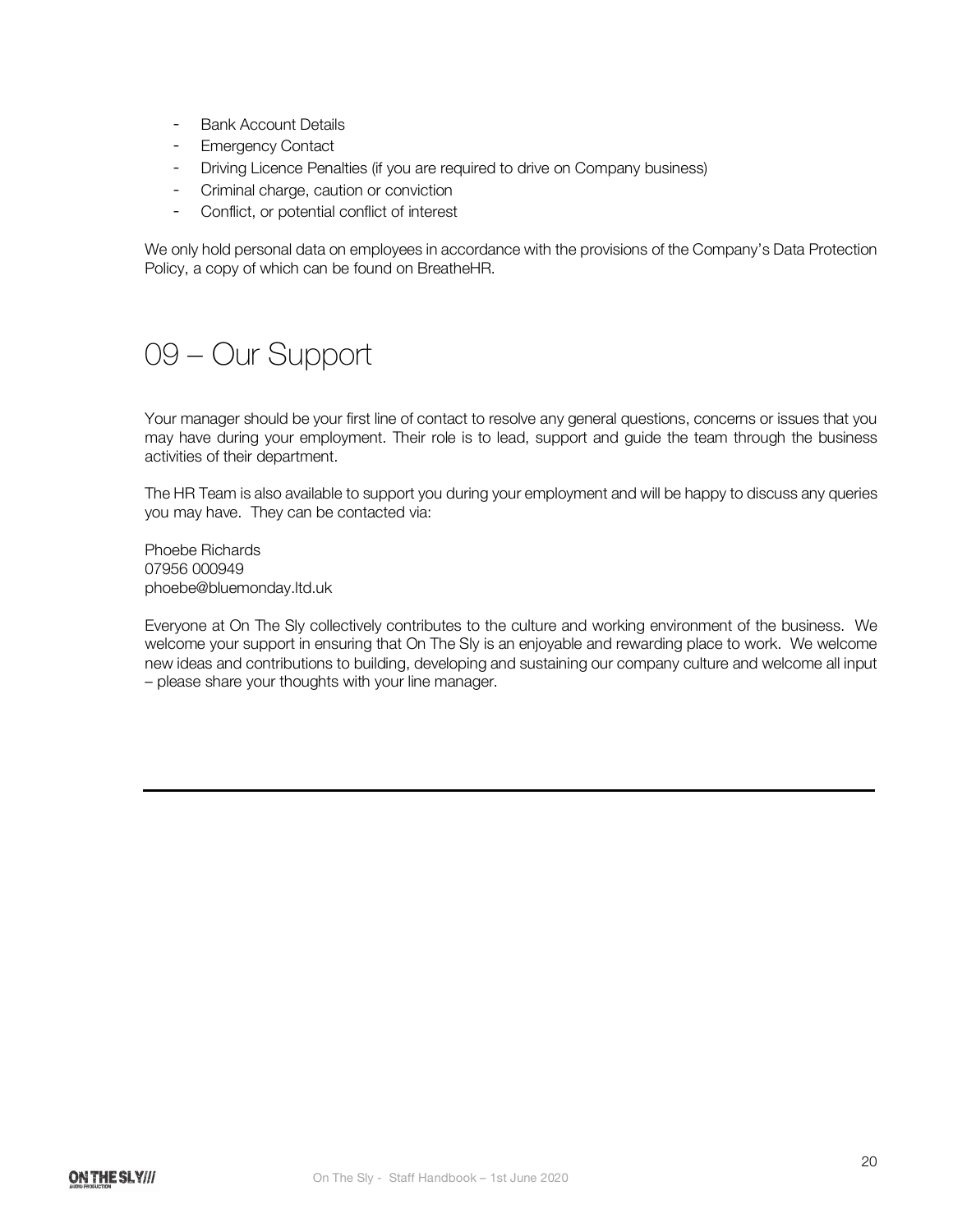- Bank Account Details
- Emergency Contact
- Driving Licence Penalties (if you are required to drive on Company business)
- Criminal charge, caution or conviction
- Conflict, or potential conflict of interest

We only hold personal data on employees in accordance with the provisions of the Company's Data Protection Policy, a copy of which can be found on BreatheHR.

# 09 – Our Support

Your manager should be your first line of contact to resolve any general questions, concerns or issues that you may have during your employment. Their role is to lead, support and guide the team through the business activities of their department.

The HR Team is also available to support you during your employment and will be happy to discuss any queries you may have. They can be contacted via:

Phoebe Richards
07956 000949
phoebe@bluemonday.ltd.uk

Everyone at On The Sly collectively contributes to the culture and working environment of the business. We welcome your support in ensuring that On The Sly is an enjoyable and rewarding place to work. We welcome new ideas and contributions to building, developing and sustaining our company culture and welcome all input – please share your thoughts with your line manager.

---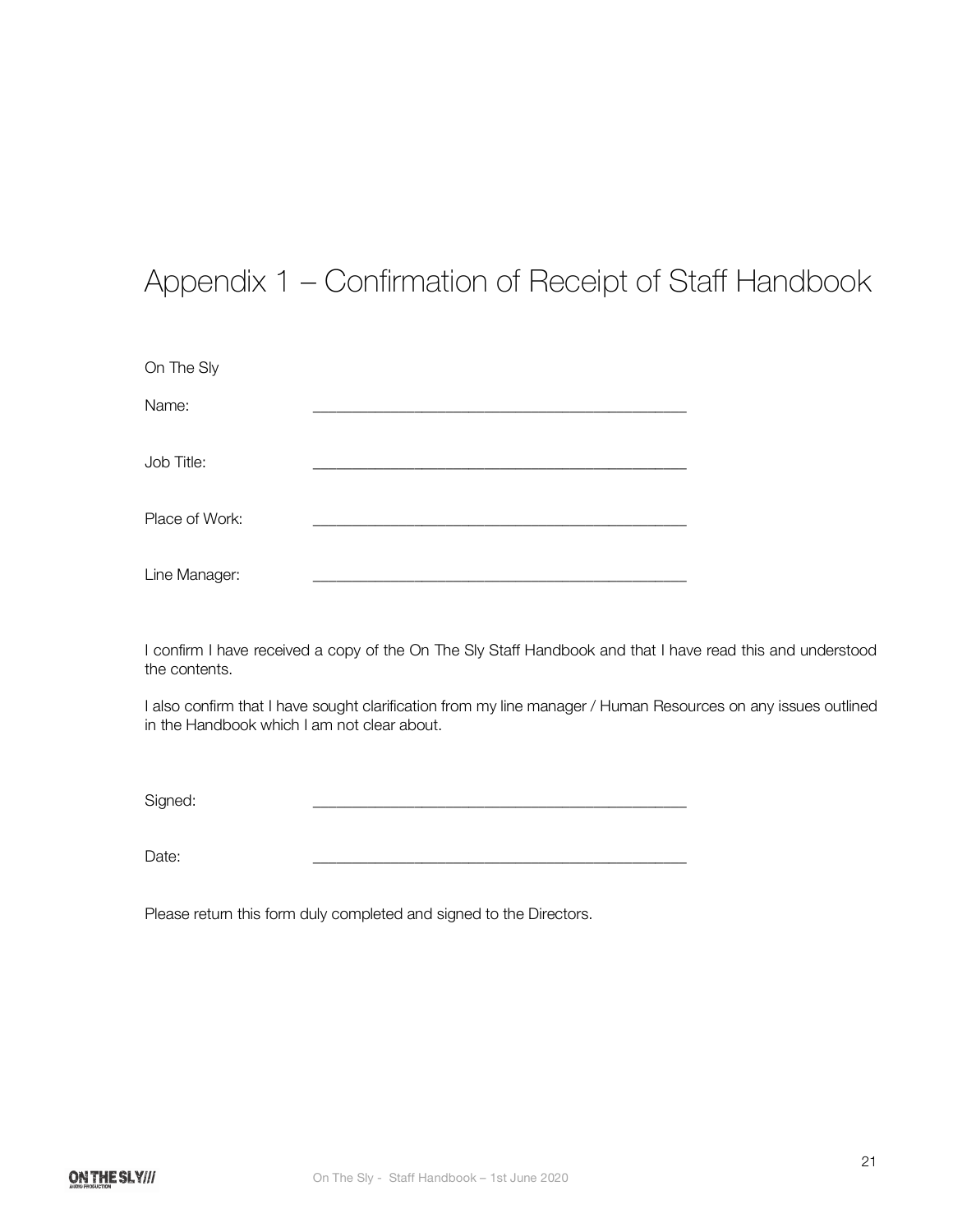# Appendix 1 – Confirmation of Receipt of Staff Handbook

On The Sly

Name: _______________________________________________

Job Title: _______________________________________________

Place of Work: _______________________________________________

Line Manager: _______________________________________________

I confirm I have received a copy of the On The Sly Staff Handbook and that I have read this and understood the contents.

I also confirm that I have sought clarification from my line manager / Human Resources on any issues outlined in the Handbook which I am not clear about.

Signed: _______________________________________________

Date: _______________________________________________

Please return this form duly completed and signed to the Directors.